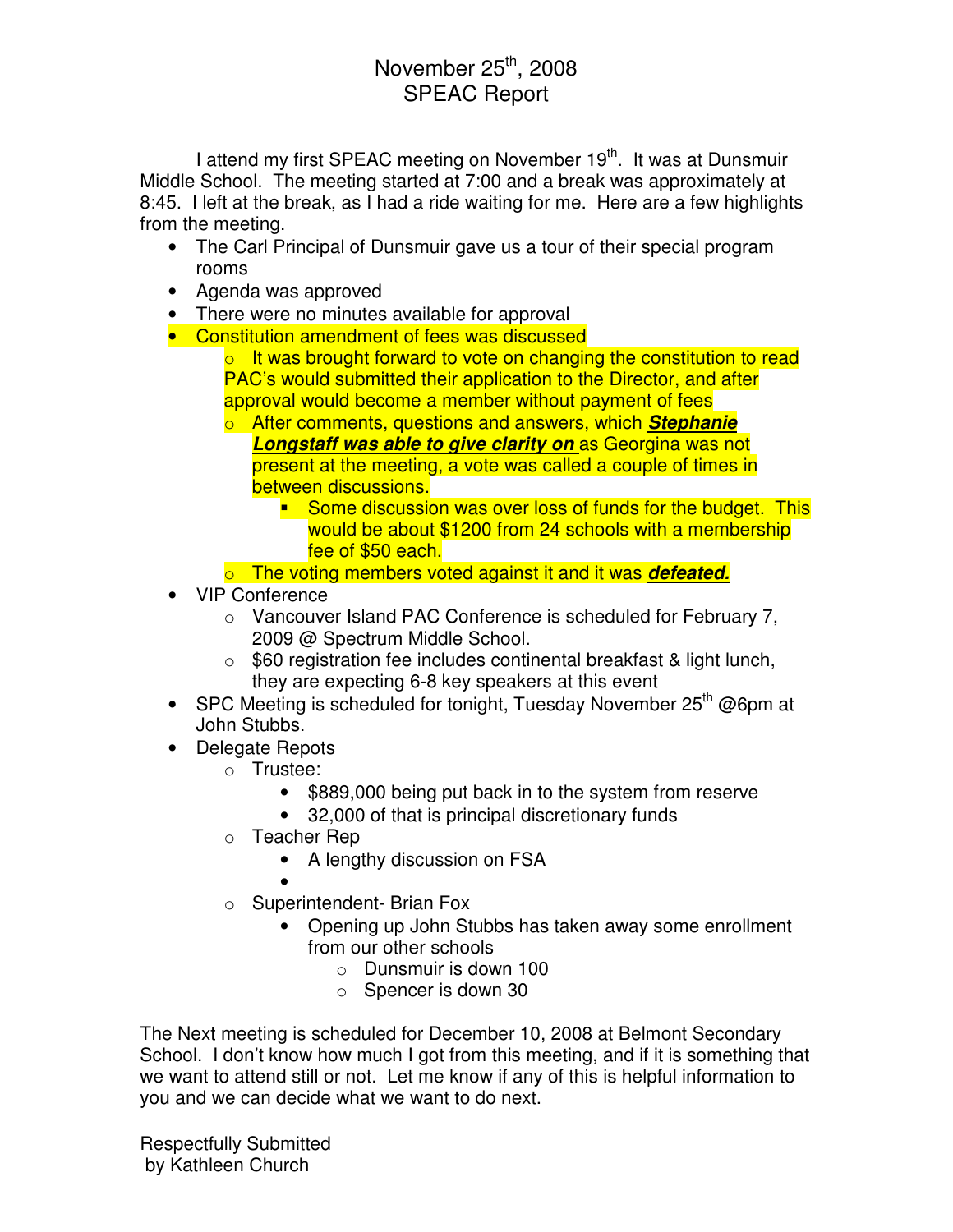# November 25th, 2008
# SPEAC Report

I attend my first SPEAC meeting on November 19th. It was at Dunsmuir Middle School. The meeting started at 7:00 and a break was approximately at 8:45. I left at the break, as I had a ride waiting for me. Here are a few highlights from the meeting.

- The Carl Principal of Dunsmuir gave us a tour of their special program rooms
- Agenda was approved
- There were no minutes available for approval
- Constitution amendment of fees was discussed
  - It was brought forward to vote on changing the constitution to read PAC's would submitted their application to the Director, and after approval would become a member without payment of fees
  - After comments, questions and answers, which ***Stephanie Longstaff was able to give clarity on*** as Georgina was not present at the meeting, a vote was called a couple of times in between discussions.
    - Some discussion was over loss of funds for the budget. This would be about $1200 from 24 schools with a membership fee of $50 each.
  - The voting members voted against it and it was ***defeated.***
- VIP Conference
  - Vancouver Island PAC Conference is scheduled for February 7, 2009 @ Spectrum Middle School.
  - $60 registration fee includes continental breakfast & light lunch, they are expecting 6-8 key speakers at this event
- SPC Meeting is scheduled for tonight, Tuesday November 25th @6pm at John Stubbs.
- Delegate Repots
  - Trustee:
    - $889,000 being put back in to the system from reserve
    - 32,000 of that is principal discretionary funds
  - Teacher Rep
    - A lengthy discussion on FSA
    - 
  - Superintendent- Brian Fox
    - Opening up John Stubbs has taken away some enrollment from our other schools
      - Dunsmuir is down 100
      - Spencer is down 30

The Next meeting is scheduled for December 10, 2008 at Belmont Secondary School. I don't know how much I got from this meeting, and if it is something that we want to attend still or not. Let me know if any of this is helpful information to you and we can decide what we want to do next.

Respectfully Submitted
by Kathleen Church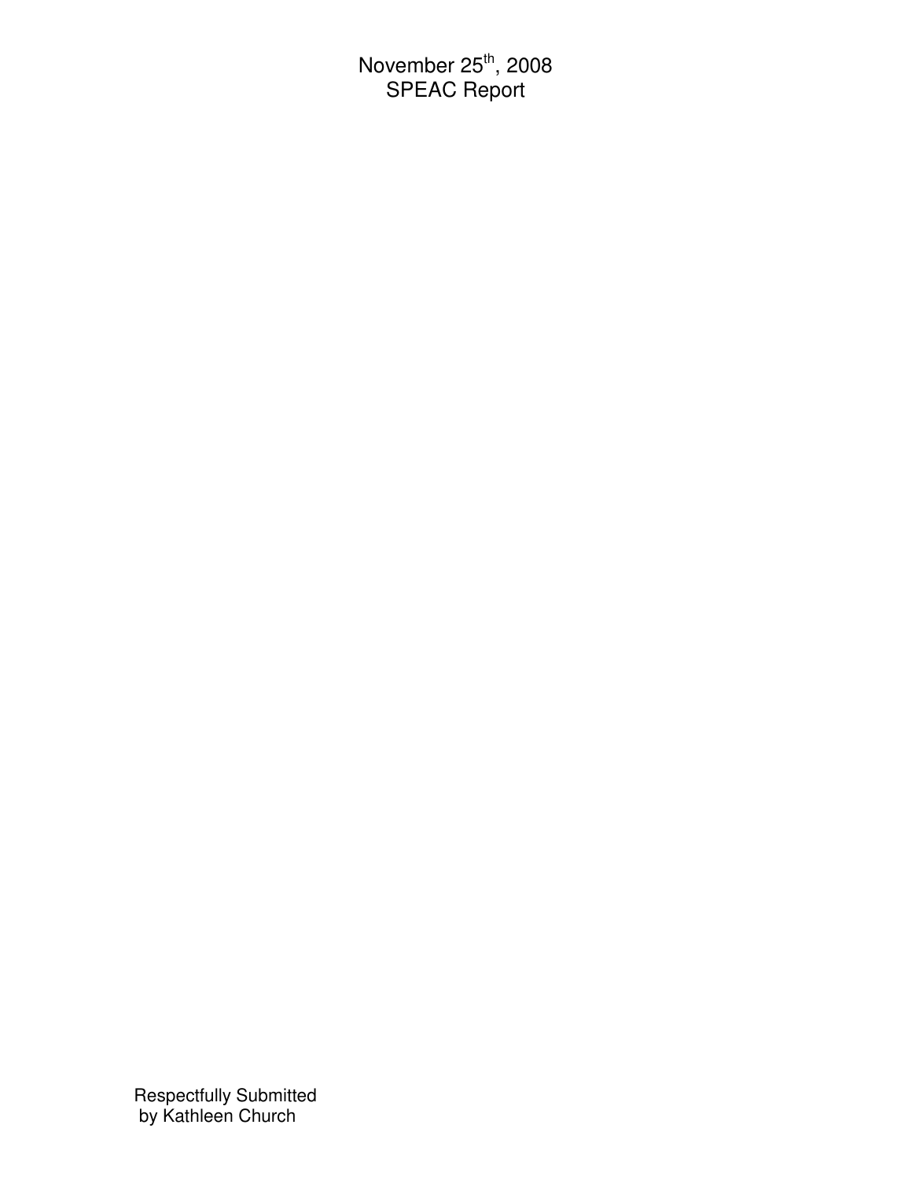November 25th, 2008

SPEAC Report

Respectfully Submitted
by Kathleen Church